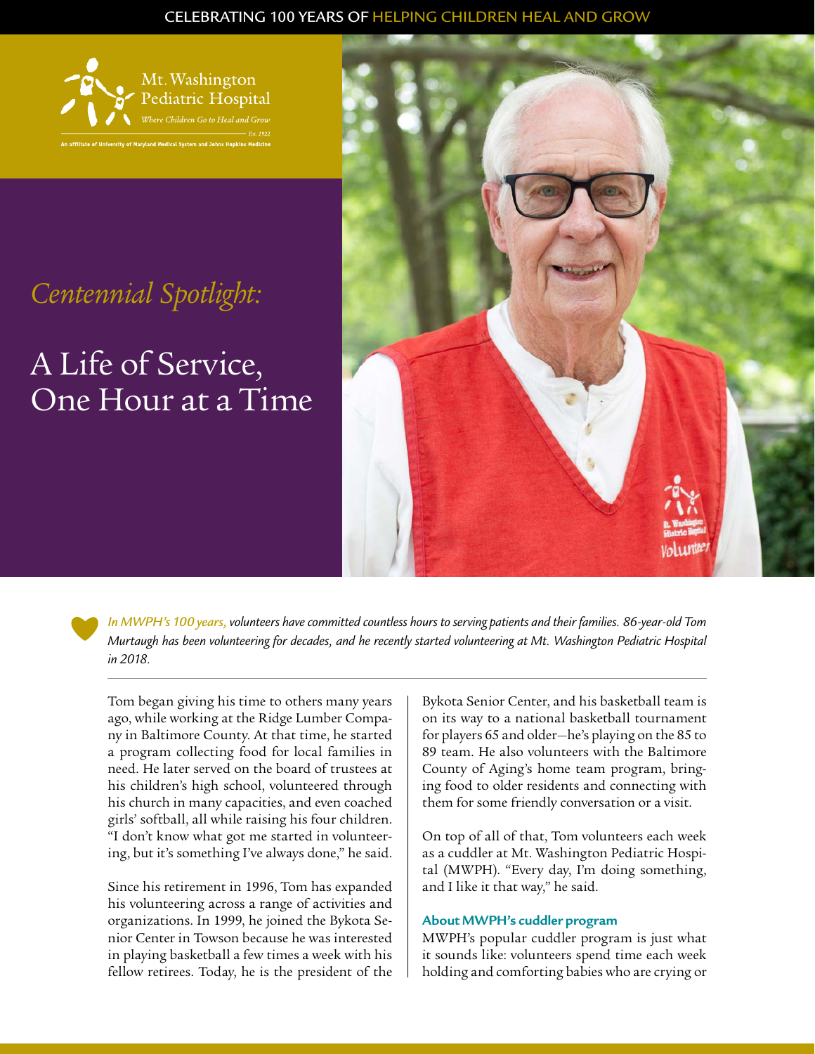CELEBRATING 100 YEARS OF HELPING CHILDREN HEAL AND GROW

Mt. Washington Pediatric Hospital
*Where Children Go to Heal and Grow*
*Est. 1922*
An affiliate of University of Maryland Medical System and Johns Hopkins Medicine

*Centennial Spotlight:*

# A Life of Service, One Hour at a Time

*In MWPH's 100 years, volunteers have committed countless hours to serving patients and their families. 86-year-old Tom Murtaugh has been volunteering for decades, and he recently started volunteering at Mt. Washington Pediatric Hospital in 2018.*

Tom began giving his time to others many years ago, while working at the Ridge Lumber Company in Baltimore County. At that time, he started a program collecting food for local families in need. He later served on the board of trustees at his children's high school, volunteered through his church in many capacities, and even coached girls' softball, all while raising his four children. "I don't know what got me started in volunteering, but it's something I've always done," he said.

Since his retirement in 1996, Tom has expanded his volunteering across a range of activities and organizations. In 1999, he joined the Bykota Senior Center in Towson because he was interested in playing basketball a few times a week with his fellow retirees. Today, he is the president of the Bykota Senior Center, and his basketball team is on its way to a national basketball tournament for players 65 and older—he's playing on the 85 to 89 team. He also volunteers with the Baltimore County of Aging's home team program, bringing food to older residents and connecting with them for some friendly conversation or a visit.

On top of all of that, Tom volunteers each week as a cuddler at Mt. Washington Pediatric Hospital (MWPH). "Every day, I'm doing something, and I like it that way," he said.

### About MWPH's cuddler program

MWPH's popular cuddler program is just what it sounds like: volunteers spend time each week holding and comforting babies who are crying or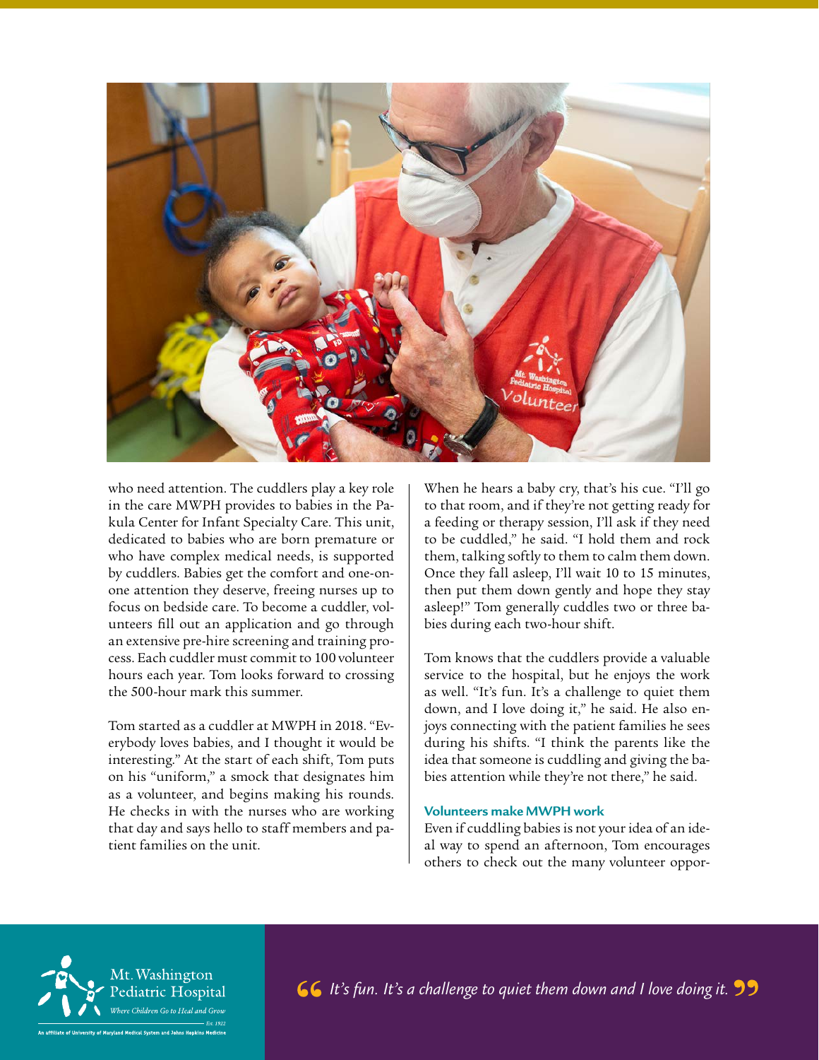who need attention. The cuddlers play a key role in the care MWPH provides to babies in the Pakula Center for Infant Specialty Care. This unit, dedicated to babies who are born premature or who have complex medical needs, is supported by cuddlers. Babies get the comfort and one-on-one attention they deserve, freeing nurses up to focus on bedside care. To become a cuddler, volunteers fill out an application and go through an extensive pre-hire screening and training process. Each cuddler must commit to 100 volunteer hours each year. Tom looks forward to crossing the 500-hour mark this summer.

Tom started as a cuddler at MWPH in 2018. "Everybody loves babies, and I thought it would be interesting." At the start of each shift, Tom puts on his "uniform," a smock that designates him as a volunteer, and begins making his rounds. He checks in with the nurses who are working that day and says hello to staff members and patient families on the unit.

When he hears a baby cry, that's his cue. "I'll go to that room, and if they're not getting ready for a feeding or therapy session, I'll ask if they need to be cuddled," he said. "I hold them and rock them, talking softly to them to calm them down. Once they fall asleep, I'll wait 10 to 15 minutes, then put them down gently and hope they stay asleep!" Tom generally cuddles two or three babies during each two-hour shift.

Tom knows that the cuddlers provide a valuable service to the hospital, but he enjoys the work as well. "It's fun. It's a challenge to quiet them down, and I love doing it," he said. He also enjoys connecting with the patient families he sees during his shifts. "I think the parents like the idea that someone is cuddling and giving the babies attention while they're not there," he said.

### Volunteers make MWPH work

Even if cuddling babies is not your idea of an ideal way to spend an afternoon, Tom encourages others to check out the many volunteer oppor-

Mt. Washington Pediatric Hospital
*Where Children Go to Heal and Grow*
Est. 1922
An affiliate of University of Maryland Medical System and Johns Hopkins Medicine

*"It's fun. It's a challenge to quiet them down and I love doing it."*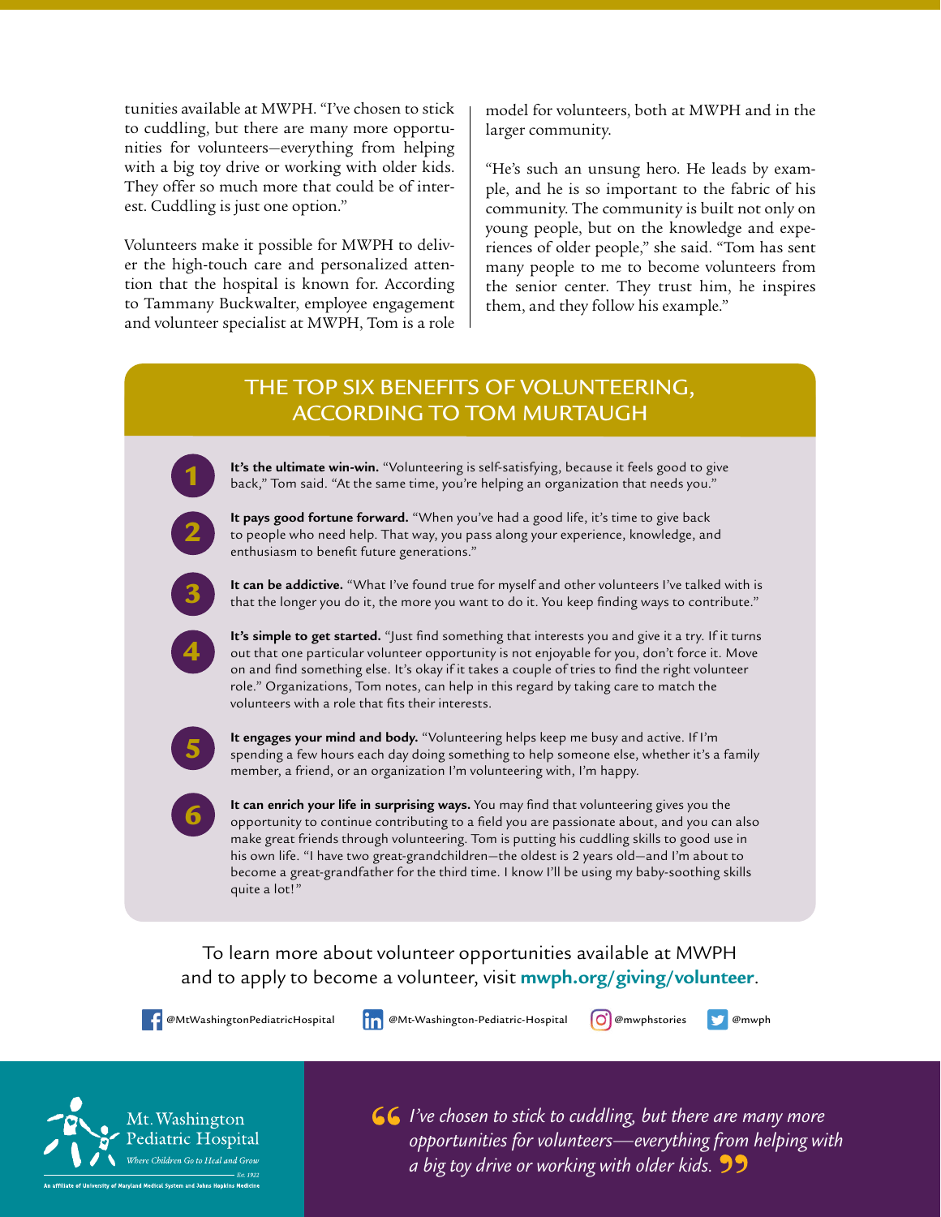tunities available at MWPH. "I've chosen to stick to cuddling, but there are many more opportunities for volunteers—everything from helping with a big toy drive or working with older kids. They offer so much more that could be of interest. Cuddling is just one option."

Volunteers make it possible for MWPH to deliver the high-touch care and personalized attention that the hospital is known for. According to Tammany Buckwalter, employee engagement and volunteer specialist at MWPH, Tom is a role model for volunteers, both at MWPH and in the larger community.

"He's such an unsung hero. He leads by example, and he is so important to the fabric of his community. The community is built not only on young people, but on the knowledge and experiences of older people," she said. "Tom has sent many people to me to become volunteers from the senior center. They trust him, he inspires them, and they follow his example."

## THE TOP SIX BENEFITS OF VOLUNTEERING, ACCORDING TO TOM MURTAUGH

1. **It's the ultimate win-win.** "Volunteering is self-satisfying, because it feels good to give back," Tom said. "At the same time, you're helping an organization that needs you."

2. **It pays good fortune forward.** "When you've had a good life, it's time to give back to people who need help. That way, you pass along your experience, knowledge, and enthusiasm to benefit future generations."

3. **It can be addictive.** "What I've found true for myself and other volunteers I've talked with is that the longer you do it, the more you want to do it. You keep finding ways to contribute."

4. **It's simple to get started.** "Just find something that interests you and give it a try. If it turns out that one particular volunteer opportunity is not enjoyable for you, don't force it. Move on and find something else. It's okay if it takes a couple of tries to find the right volunteer role." Organizations, Tom notes, can help in this regard by taking care to match the volunteers with a role that fits their interests.

5. **It engages your mind and body.** "Volunteering helps keep me busy and active. If I'm spending a few hours each day doing something to help someone else, whether it's a family member, a friend, or an organization I'm volunteering with, I'm happy.

6. **It can enrich your life in surprising ways.** You may find that volunteering gives you the opportunity to continue contributing to a field you are passionate about, and you can also make great friends through volunteering. Tom is putting his cuddling skills to good use in his own life. "I have two great-grandchildren—the oldest is 2 years old—and I'm about to become a great-grandfather for the third time. I know I'll be using my baby-soothing skills quite a lot!"

To learn more about volunteer opportunities available at MWPH and to apply to become a volunteer, visit **mwph.org/giving/volunteer**.

@MtWashingtonPediatricHospital | @Mt-Washington-Pediatric-Hospital | @mwphstories | @mwph

Mt. Washington Pediatric Hospital
*Where Children Go to Heal and Grow*
Est. 1922
An affiliate of University of Maryland Medical System and Johns Hopkins Medicine

*"I've chosen to stick to cuddling, but there are many more opportunities for volunteers—everything from helping with a big toy drive or working with older kids."*